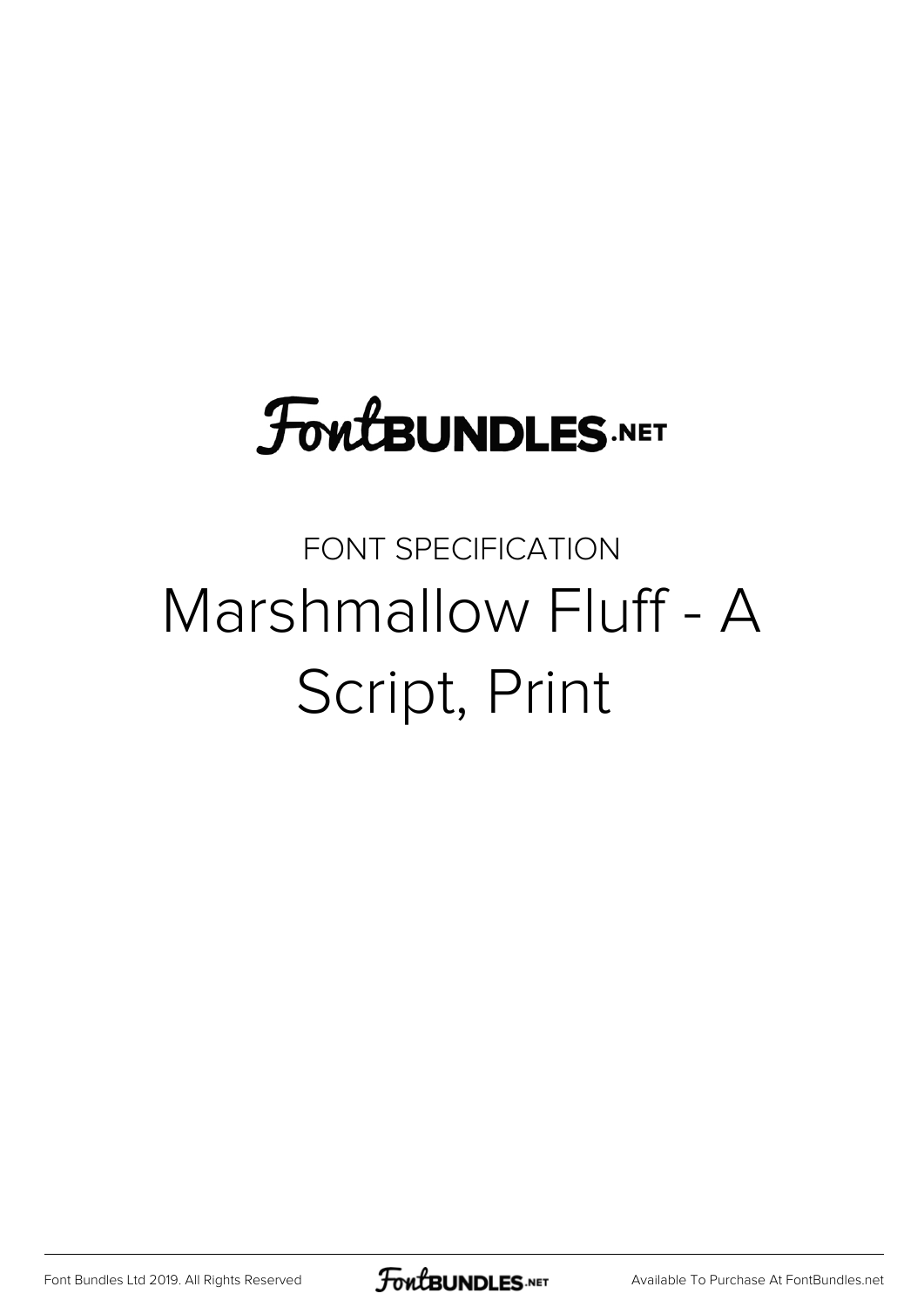FontBUNDLES.NET

FONT SPECIFICATION

# Marshmallow Fluff - A Script, Print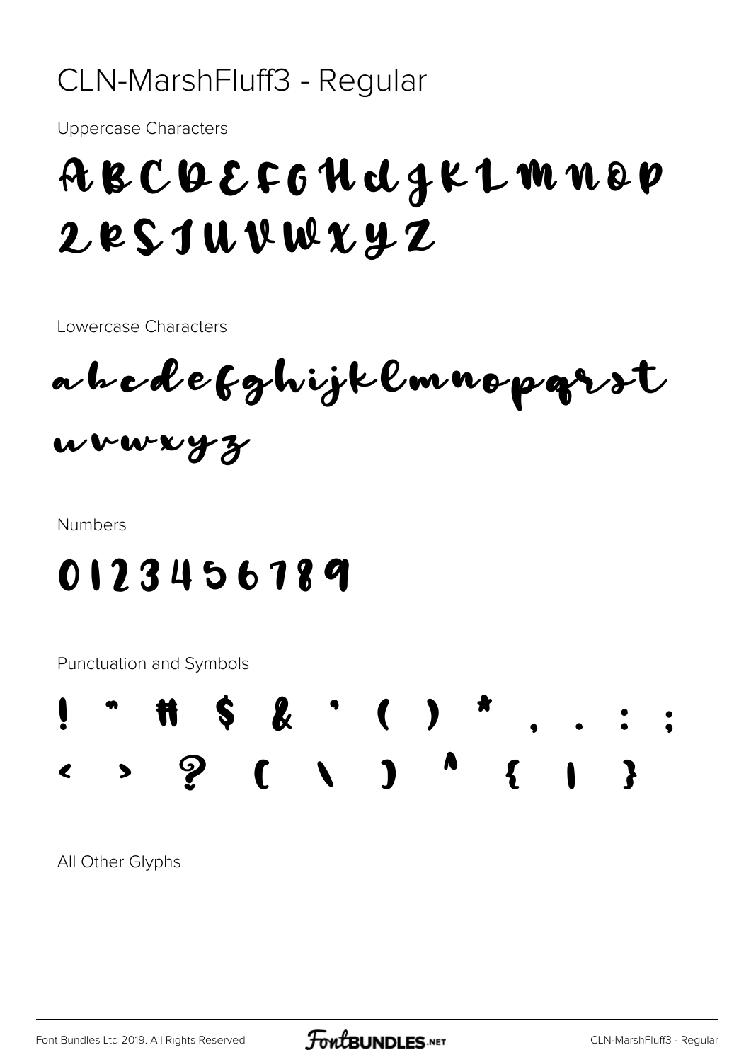# CLN-MarshFluff3 - Regular

Uppercase Characters

ABCDEFGHIJKLMNOP
QRSTUVWXYZ

Lowercase Characters

abcdefghijklmnopqrst
uvwxyz

Numbers

0123456789

Punctuation and Symbols

! " # $ & ' ( ) * , . : ;
< > ? [ \ ] ^ { | }

All Other Glyphs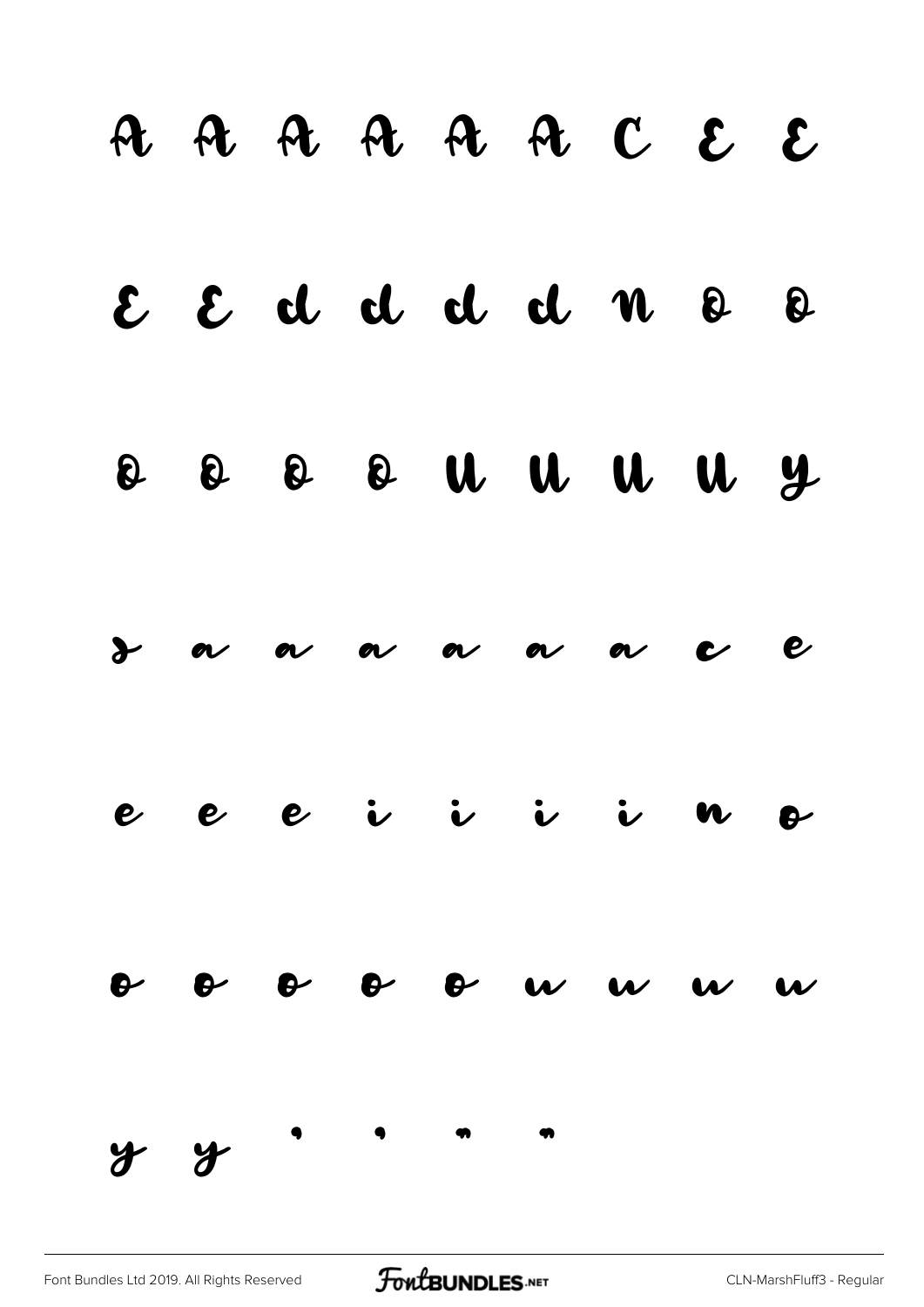A A A A A A C E E

E E I I I I N O O

O O O O U U U U Y

ß a a a a a a c e

e e e i i i i n o

o o o o o u u u u

y y ' ' " "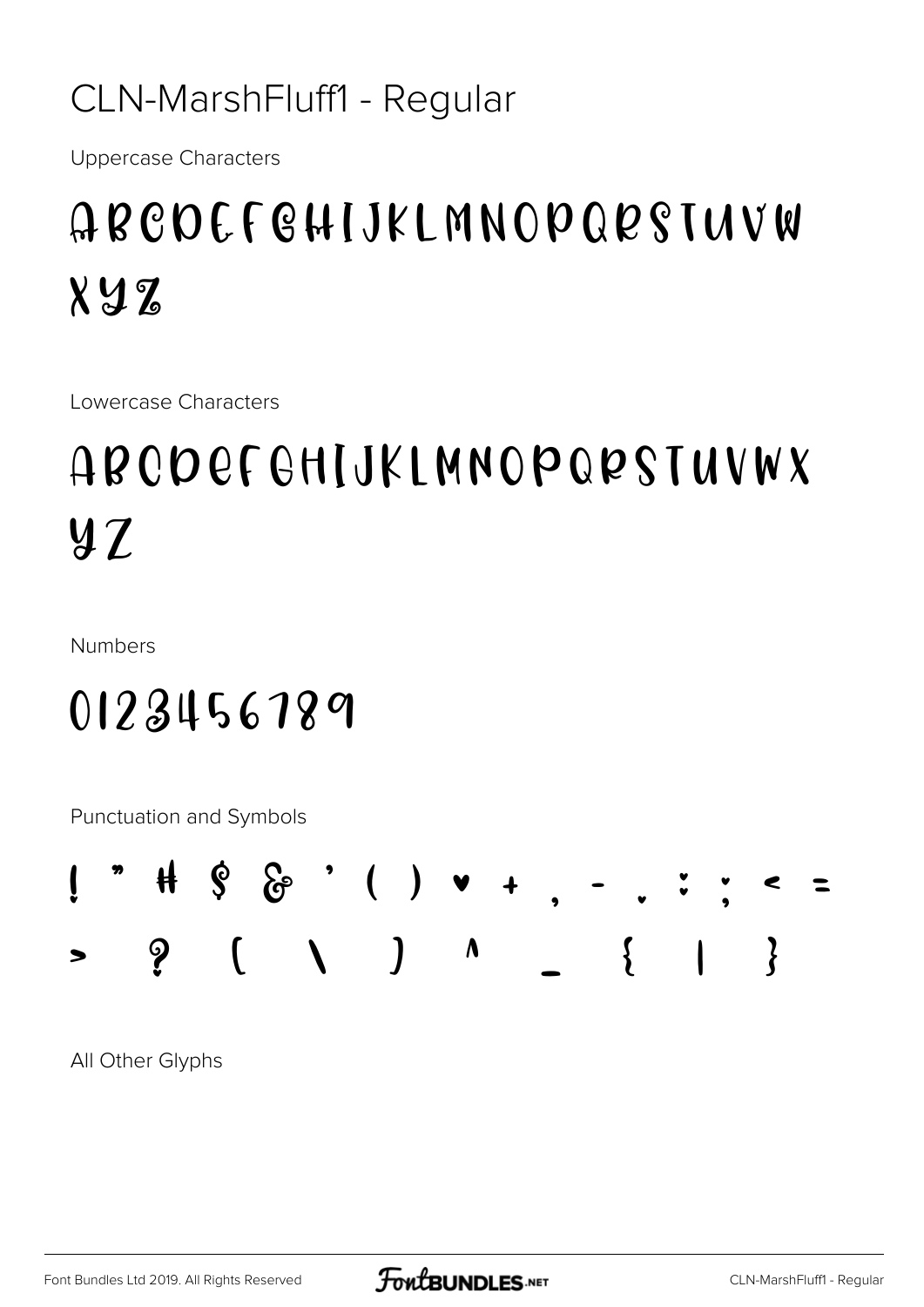# CLN-MarshFluff1 - Regular

Uppercase Characters

ABCDEFGHIJKLMNOPQRSTUVW
XYZ

Lowercase Characters

ABCDEFGHIJKLMNOPQRSTUVWX
YZ

Numbers

0123456789

Punctuation and Symbols

! " # $ & ' ( ) ♥ + , - . : ; < =
> ? [ \ ] ^ _ { | }

All Other Glyphs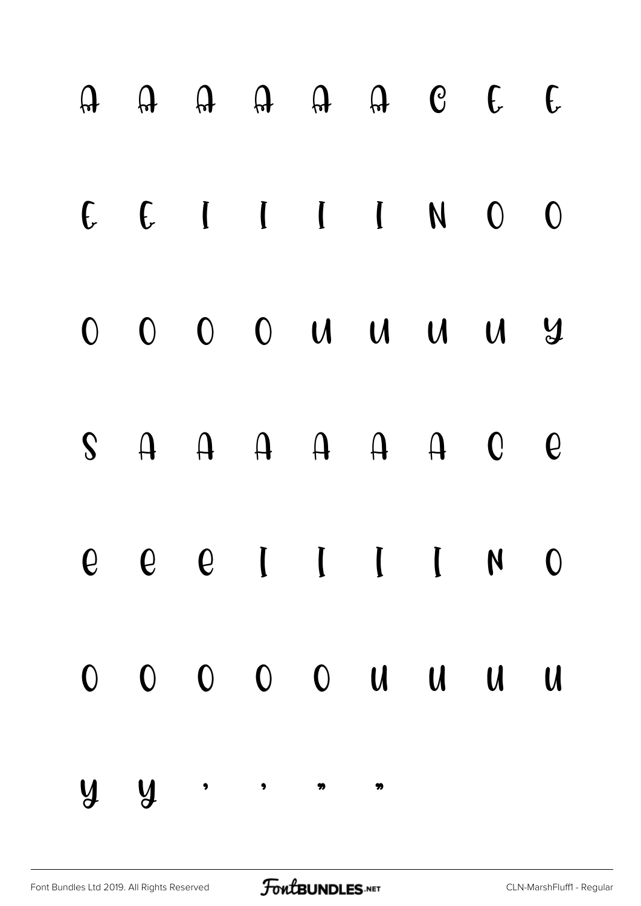A A A A A A C E E

E E I I I I N O O

O O O O U U U U Y

S A A A A A A C e

e e e I I I I N O

O O O O O U U U U

Y Y ’ ’ ” ”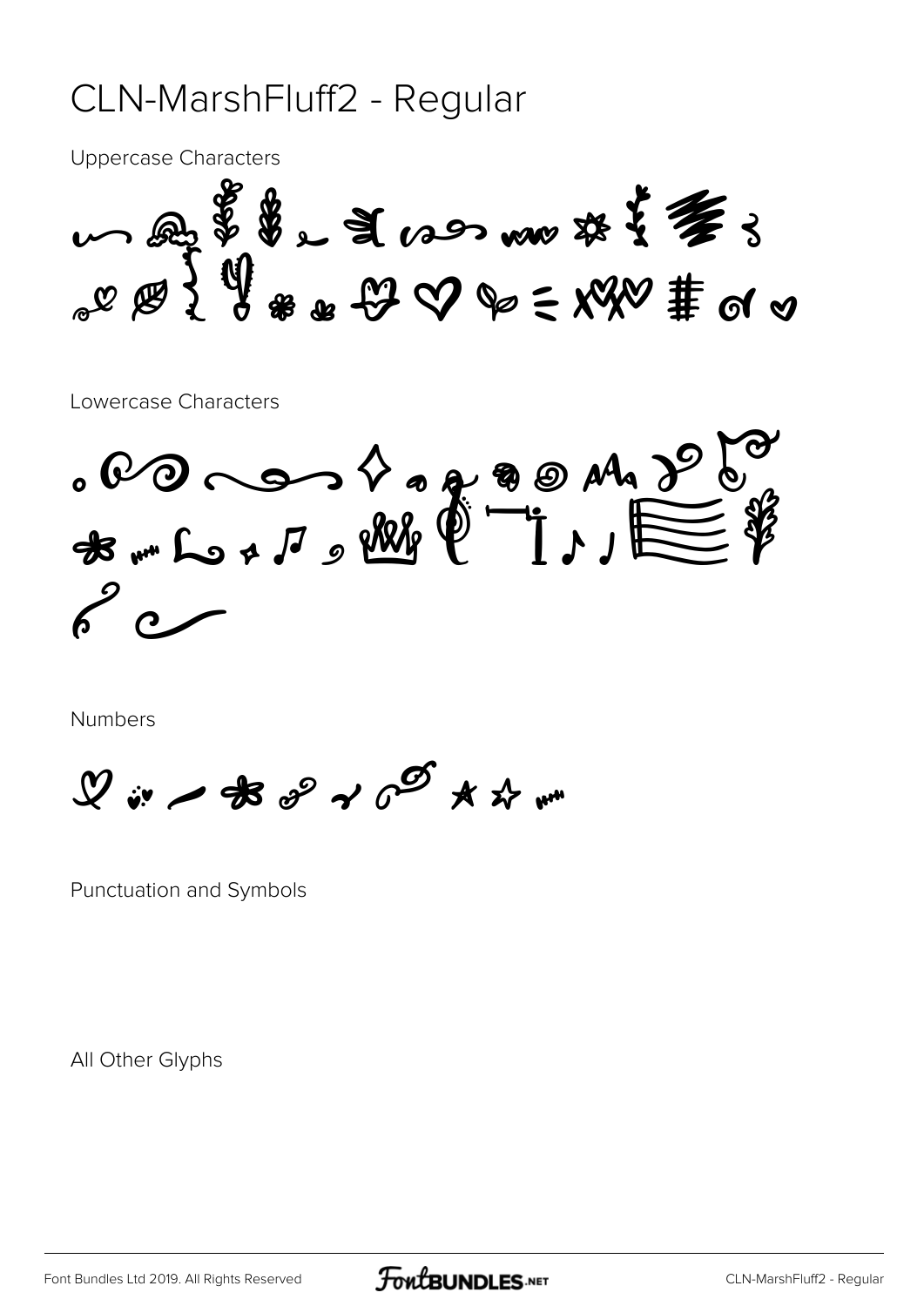# CLN-MarshFluff2 - Regular

Uppercase Characters

Lowercase Characters

Numbers

Punctuation and Symbols

All Other Glyphs